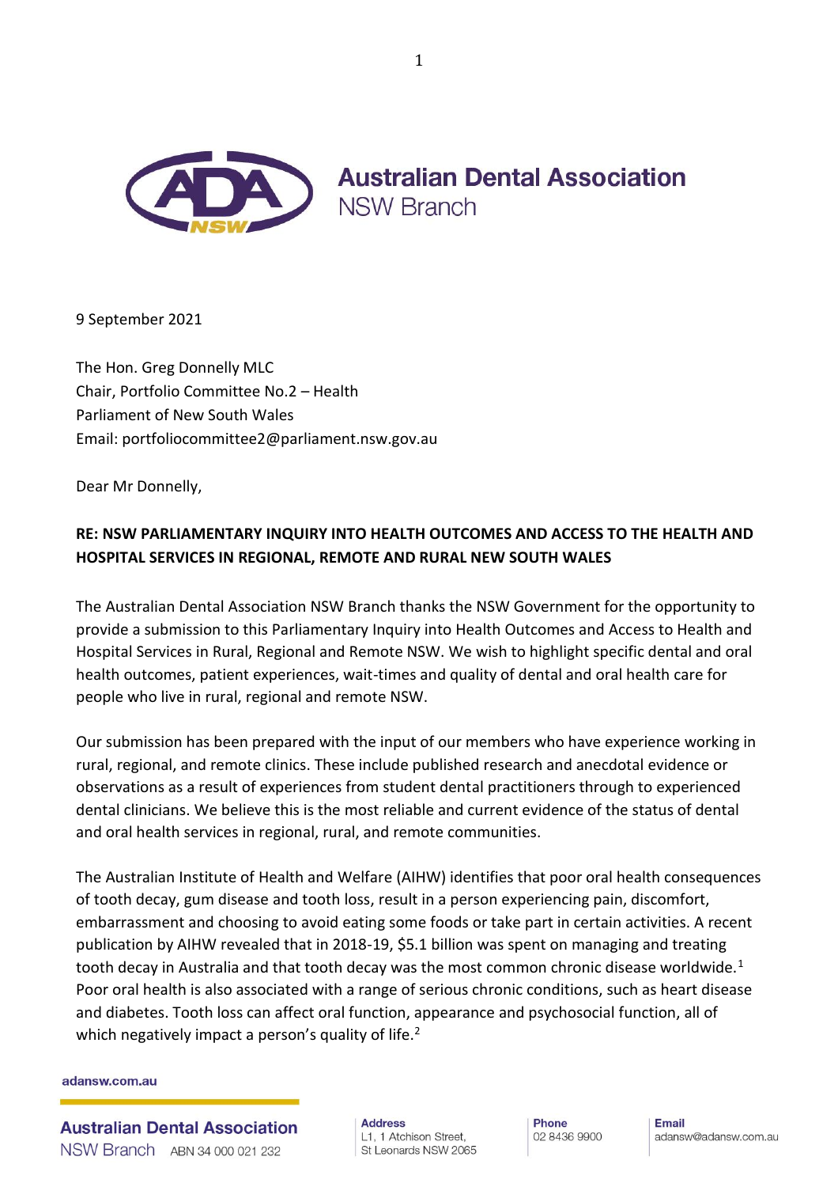Australian Dental Association
NSW Branch

9 September 2021

The Hon. Greg Donnelly MLC
Chair, Portfolio Committee No.2 – Health
Parliament of New South Wales
Email: portfoliocommittee2@parliament.nsw.gov.au

Dear Mr Donnelly,

**RE: NSW PARLIAMENTARY INQUIRY INTO HEALTH OUTCOMES AND ACCESS TO THE HEALTH AND HOSPITAL SERVICES IN REGIONAL, REMOTE AND RURAL NEW SOUTH WALES**

The Australian Dental Association NSW Branch thanks the NSW Government for the opportunity to provide a submission to this Parliamentary Inquiry into Health Outcomes and Access to Health and Hospital Services in Rural, Regional and Remote NSW. We wish to highlight specific dental and oral health outcomes, patient experiences, wait-times and quality of dental and oral health care for people who live in rural, regional and remote NSW.

Our submission has been prepared with the input of our members who have experience working in rural, regional, and remote clinics. These include published research and anecdotal evidence or observations as a result of experiences from student dental practitioners through to experienced dental clinicians. We believe this is the most reliable and current evidence of the status of dental and oral health services in regional, rural, and remote communities.

The Australian Institute of Health and Welfare (AIHW) identifies that poor oral health consequences of tooth decay, gum disease and tooth loss, result in a person experiencing pain, discomfort, embarrassment and choosing to avoid eating some foods or take part in certain activities. A recent publication by AIHW revealed that in 2018-19, $5.1 billion was spent on managing and treating tooth decay in Australia and that tooth decay was the most common chronic disease worldwide.[1] Poor oral health is also associated with a range of serious chronic conditions, such as heart disease and diabetes. Tooth loss can affect oral function, appearance and psychosocial function, all of which negatively impact a person's quality of life.[2]

adansw.com.au

Australian Dental Association NSW Branch ABN 34 000 021 232 | Address: L1, 1 Atchison Street, St Leonards NSW 2065 | Phone: 02 8436 9900 | Email: adansw@adansw.com.au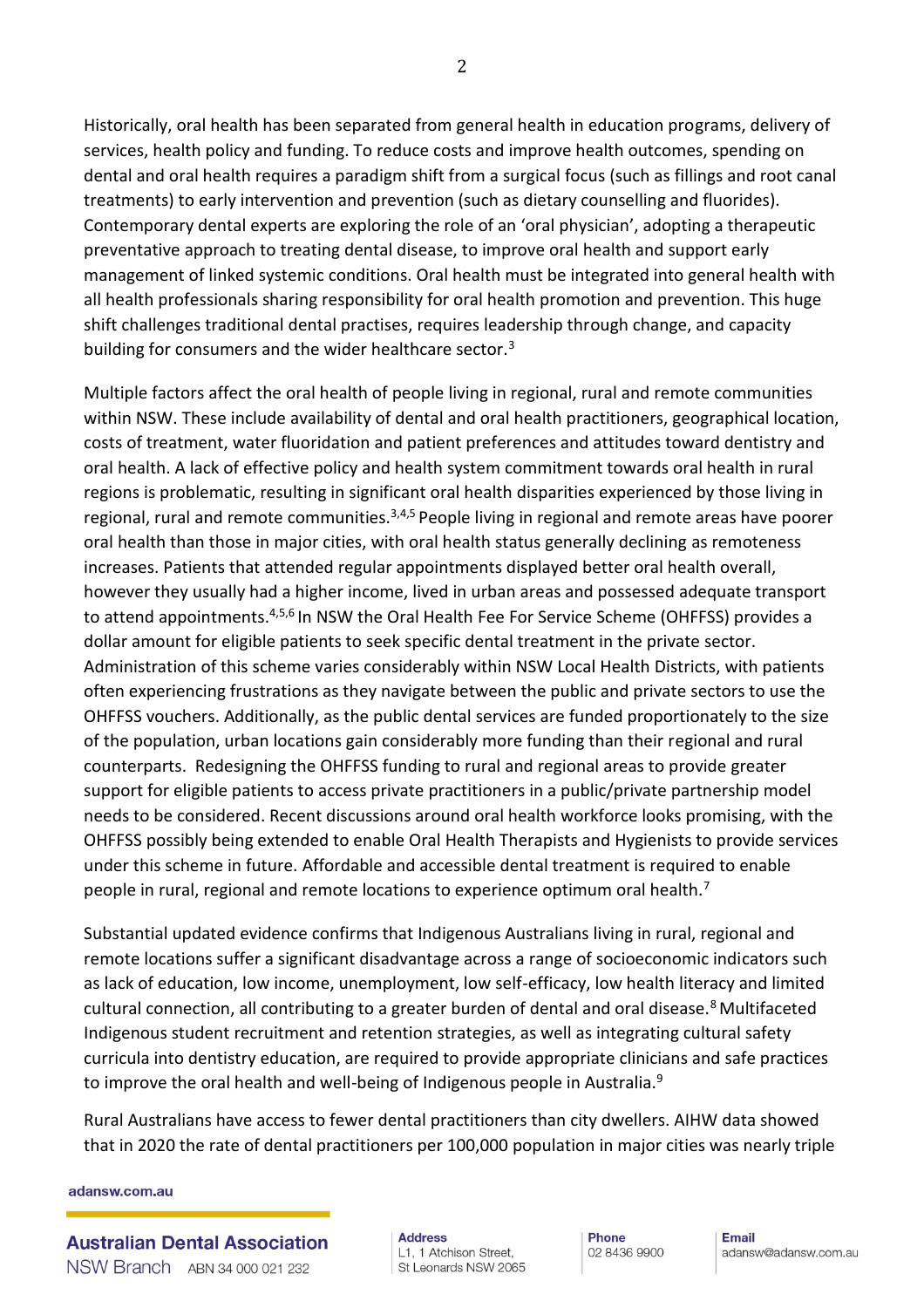Historically, oral health has been separated from general health in education programs, delivery of services, health policy and funding. To reduce costs and improve health outcomes, spending on dental and oral health requires a paradigm shift from a surgical focus (such as fillings and root canal treatments) to early intervention and prevention (such as dietary counselling and fluorides). Contemporary dental experts are exploring the role of an 'oral physician', adopting a therapeutic preventative approach to treating dental disease, to improve oral health and support early management of linked systemic conditions. Oral health must be integrated into general health with all health professionals sharing responsibility for oral health promotion and prevention. This huge shift challenges traditional dental practises, requires leadership through change, and capacity building for consumers and the wider healthcare sector.[3]

Multiple factors affect the oral health of people living in regional, rural and remote communities within NSW. These include availability of dental and oral health practitioners, geographical location, costs of treatment, water fluoridation and patient preferences and attitudes toward dentistry and oral health. A lack of effective policy and health system commitment towards oral health in rural regions is problematic, resulting in significant oral health disparities experienced by those living in regional, rural and remote communities.[3,4,5] People living in regional and remote areas have poorer oral health than those in major cities, with oral health status generally declining as remoteness increases. Patients that attended regular appointments displayed better oral health overall, however they usually had a higher income, lived in urban areas and possessed adequate transport to attend appointments.[4,5,6] In NSW the Oral Health Fee For Service Scheme (OHFFSS) provides a dollar amount for eligible patients to seek specific dental treatment in the private sector. Administration of this scheme varies considerably within NSW Local Health Districts, with patients often experiencing frustrations as they navigate between the public and private sectors to use the OHFFSS vouchers. Additionally, as the public dental services are funded proportionately to the size of the population, urban locations gain considerably more funding than their regional and rural counterparts. Redesigning the OHFFSS funding to rural and regional areas to provide greater support for eligible patients to access private practitioners in a public/private partnership model needs to be considered. Recent discussions around oral health workforce looks promising, with the OHFFSS possibly being extended to enable Oral Health Therapists and Hygienists to provide services under this scheme in future. Affordable and accessible dental treatment is required to enable people in rural, regional and remote locations to experience optimum oral health.[7]

Substantial updated evidence confirms that Indigenous Australians living in rural, regional and remote locations suffer a significant disadvantage across a range of socioeconomic indicators such as lack of education, low income, unemployment, low self-efficacy, low health literacy and limited cultural connection, all contributing to a greater burden of dental and oral disease.[8] Multifaceted Indigenous student recruitment and retention strategies, as well as integrating cultural safety curricula into dentistry education, are required to provide appropriate clinicians and safe practices to improve the oral health and well-being of Indigenous people in Australia.[9]

Rural Australians have access to fewer dental practitioners than city dwellers. AIHW data showed that in 2020 the rate of dental practitioners per 100,000 population in major cities was nearly triple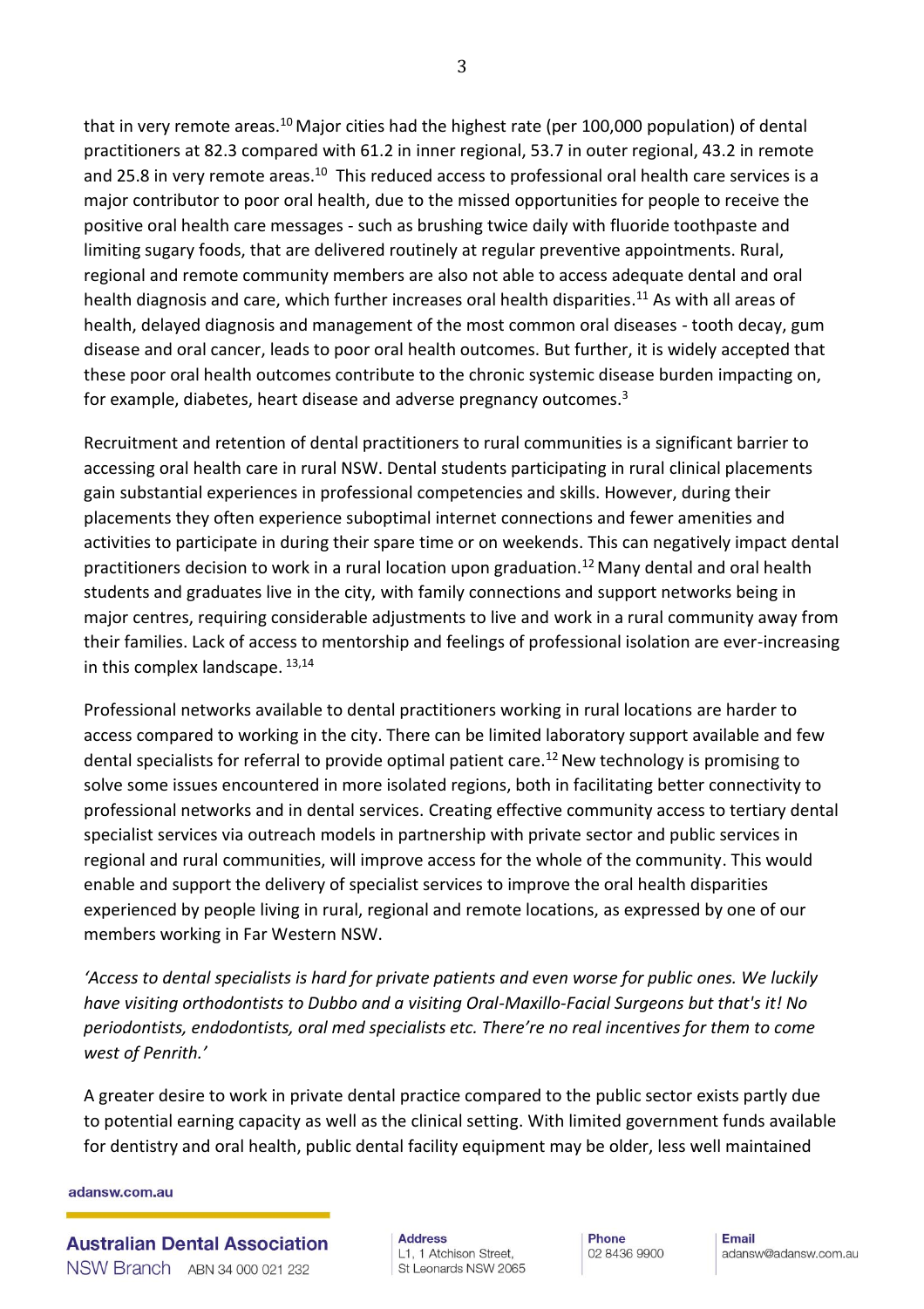that in very remote areas.[10] Major cities had the highest rate (per 100,000 population) of dental practitioners at 82.3 compared with 61.2 in inner regional, 53.7 in outer regional, 43.2 in remote and 25.8 in very remote areas.[10] This reduced access to professional oral health care services is a major contributor to poor oral health, due to the missed opportunities for people to receive the positive oral health care messages - such as brushing twice daily with fluoride toothpaste and limiting sugary foods, that are delivered routinely at regular preventive appointments. Rural, regional and remote community members are also not able to access adequate dental and oral health diagnosis and care, which further increases oral health disparities.[11] As with all areas of health, delayed diagnosis and management of the most common oral diseases - tooth decay, gum disease and oral cancer, leads to poor oral health outcomes. But further, it is widely accepted that these poor oral health outcomes contribute to the chronic systemic disease burden impacting on, for example, diabetes, heart disease and adverse pregnancy outcomes.[3]

Recruitment and retention of dental practitioners to rural communities is a significant barrier to accessing oral health care in rural NSW. Dental students participating in rural clinical placements gain substantial experiences in professional competencies and skills. However, during their placements they often experience suboptimal internet connections and fewer amenities and activities to participate in during their spare time or on weekends. This can negatively impact dental practitioners decision to work in a rural location upon graduation.[12] Many dental and oral health students and graduates live in the city, with family connections and support networks being in major centres, requiring considerable adjustments to live and work in a rural community away from their families. Lack of access to mentorship and feelings of professional isolation are ever-increasing in this complex landscape.[13,14]

Professional networks available to dental practitioners working in rural locations are harder to access compared to working in the city. There can be limited laboratory support available and few dental specialists for referral to provide optimal patient care.[12] New technology is promising to solve some issues encountered in more isolated regions, both in facilitating better connectivity to professional networks and in dental services. Creating effective community access to tertiary dental specialist services via outreach models in partnership with private sector and public services in regional and rural communities, will improve access for the whole of the community. This would enable and support the delivery of specialist services to improve the oral health disparities experienced by people living in rural, regional and remote locations, as expressed by one of our members working in Far Western NSW.

*'Access to dental specialists is hard for private patients and even worse for public ones. We luckily have visiting orthodontists to Dubbo and a visiting Oral-Maxillo-Facial Surgeons but that's it! No periodontists, endodontists, oral med specialists etc. There're no real incentives for them to come west of Penrith.'*

A greater desire to work in private dental practice compared to the public sector exists partly due to potential earning capacity as well as the clinical setting. With limited government funds available for dentistry and oral health, public dental facility equipment may be older, less well maintained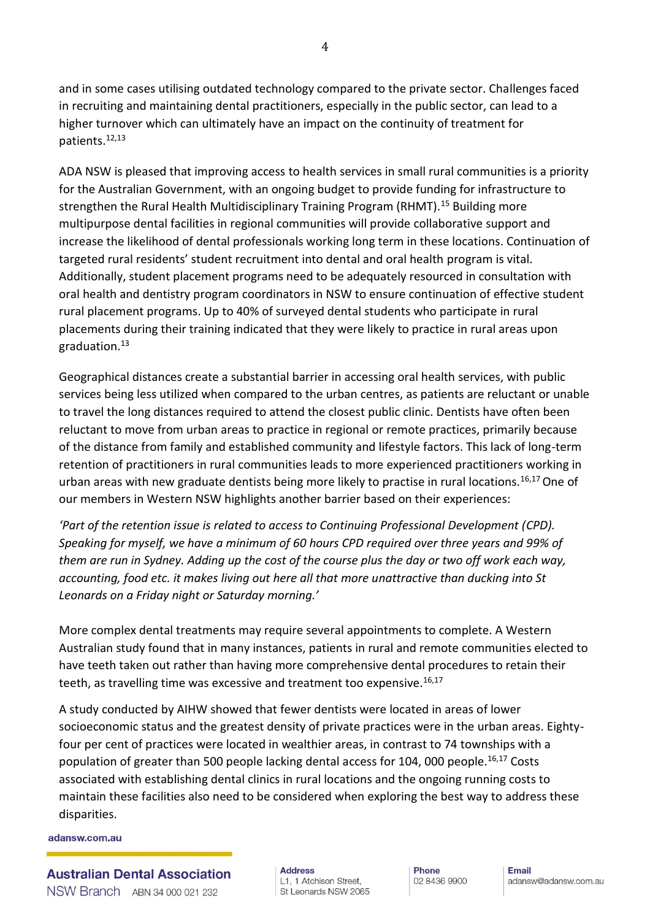and in some cases utilising outdated technology compared to the private sector. Challenges faced in recruiting and maintaining dental practitioners, especially in the public sector, can lead to a higher turnover which can ultimately have an impact on the continuity of treatment for patients.[12,13]

ADA NSW is pleased that improving access to health services in small rural communities is a priority for the Australian Government, with an ongoing budget to provide funding for infrastructure to strengthen the Rural Health Multidisciplinary Training Program (RHMT).[15] Building more multipurpose dental facilities in regional communities will provide collaborative support and increase the likelihood of dental professionals working long term in these locations. Continuation of targeted rural residents' student recruitment into dental and oral health program is vital. Additionally, student placement programs need to be adequately resourced in consultation with oral health and dentistry program coordinators in NSW to ensure continuation of effective student rural placement programs. Up to 40% of surveyed dental students who participate in rural placements during their training indicated that they were likely to practice in rural areas upon graduation.[13]

Geographical distances create a substantial barrier in accessing oral health services, with public services being less utilized when compared to the urban centres, as patients are reluctant or unable to travel the long distances required to attend the closest public clinic. Dentists have often been reluctant to move from urban areas to practice in regional or remote practices, primarily because of the distance from family and established community and lifestyle factors. This lack of long-term retention of practitioners in rural communities leads to more experienced practitioners working in urban areas with new graduate dentists being more likely to practise in rural locations.[16,17] One of our members in Western NSW highlights another barrier based on their experiences:

*'Part of the retention issue is related to access to Continuing Professional Development (CPD). Speaking for myself, we have a minimum of 60 hours CPD required over three years and 99% of them are run in Sydney. Adding up the cost of the course plus the day or two off work each way, accounting, food etc. it makes living out here all that more unattractive than ducking into St Leonards on a Friday night or Saturday morning.'*

More complex dental treatments may require several appointments to complete. A Western Australian study found that in many instances, patients in rural and remote communities elected to have teeth taken out rather than having more comprehensive dental procedures to retain their teeth, as travelling time was excessive and treatment too expensive.[16,17]

A study conducted by AIHW showed that fewer dentists were located in areas of lower socioeconomic status and the greatest density of private practices were in the urban areas. Eighty-four per cent of practices were located in wealthier areas, in contrast to 74 townships with a population of greater than 500 people lacking dental access for 104, 000 people.[16,17] Costs associated with establishing dental clinics in rural locations and the ongoing running costs to maintain these facilities also need to be considered when exploring the best way to address these disparities.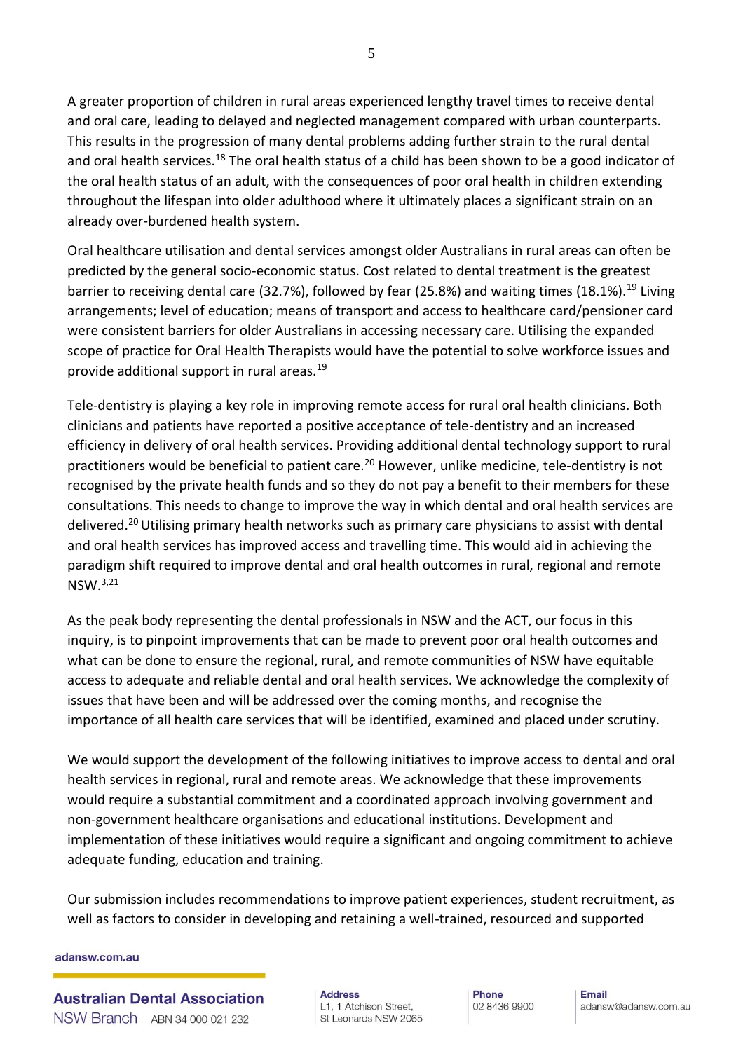A greater proportion of children in rural areas experienced lengthy travel times to receive dental and oral care, leading to delayed and neglected management compared with urban counterparts. This results in the progression of many dental problems adding further strain to the rural dental and oral health services.[18] The oral health status of a child has been shown to be a good indicator of the oral health status of an adult, with the consequences of poor oral health in children extending throughout the lifespan into older adulthood where it ultimately places a significant strain on an already over-burdened health system.

Oral healthcare utilisation and dental services amongst older Australians in rural areas can often be predicted by the general socio-economic status. Cost related to dental treatment is the greatest barrier to receiving dental care (32.7%), followed by fear (25.8%) and waiting times (18.1%).[19] Living arrangements; level of education; means of transport and access to healthcare card/pensioner card were consistent barriers for older Australians in accessing necessary care. Utilising the expanded scope of practice for Oral Health Therapists would have the potential to solve workforce issues and provide additional support in rural areas.[19]

Tele-dentistry is playing a key role in improving remote access for rural oral health clinicians. Both clinicians and patients have reported a positive acceptance of tele-dentistry and an increased efficiency in delivery of oral health services. Providing additional dental technology support to rural practitioners would be beneficial to patient care.[20] However, unlike medicine, tele-dentistry is not recognised by the private health funds and so they do not pay a benefit to their members for these consultations. This needs to change to improve the way in which dental and oral health services are delivered.[20] Utilising primary health networks such as primary care physicians to assist with dental and oral health services has improved access and travelling time. This would aid in achieving the paradigm shift required to improve dental and oral health outcomes in rural, regional and remote NSW.[3,21]

As the peak body representing the dental professionals in NSW and the ACT, our focus in this inquiry, is to pinpoint improvements that can be made to prevent poor oral health outcomes and what can be done to ensure the regional, rural, and remote communities of NSW have equitable access to adequate and reliable dental and oral health services. We acknowledge the complexity of issues that have been and will be addressed over the coming months, and recognise the importance of all health care services that will be identified, examined and placed under scrutiny.

We would support the development of the following initiatives to improve access to dental and oral health services in regional, rural and remote areas. We acknowledge that these improvements would require a substantial commitment and a coordinated approach involving government and non-government healthcare organisations and educational institutions. Development and implementation of these initiatives would require a significant and ongoing commitment to achieve adequate funding, education and training.

Our submission includes recommendations to improve patient experiences, student recruitment, as well as factors to consider in developing and retaining a well-trained, resourced and supported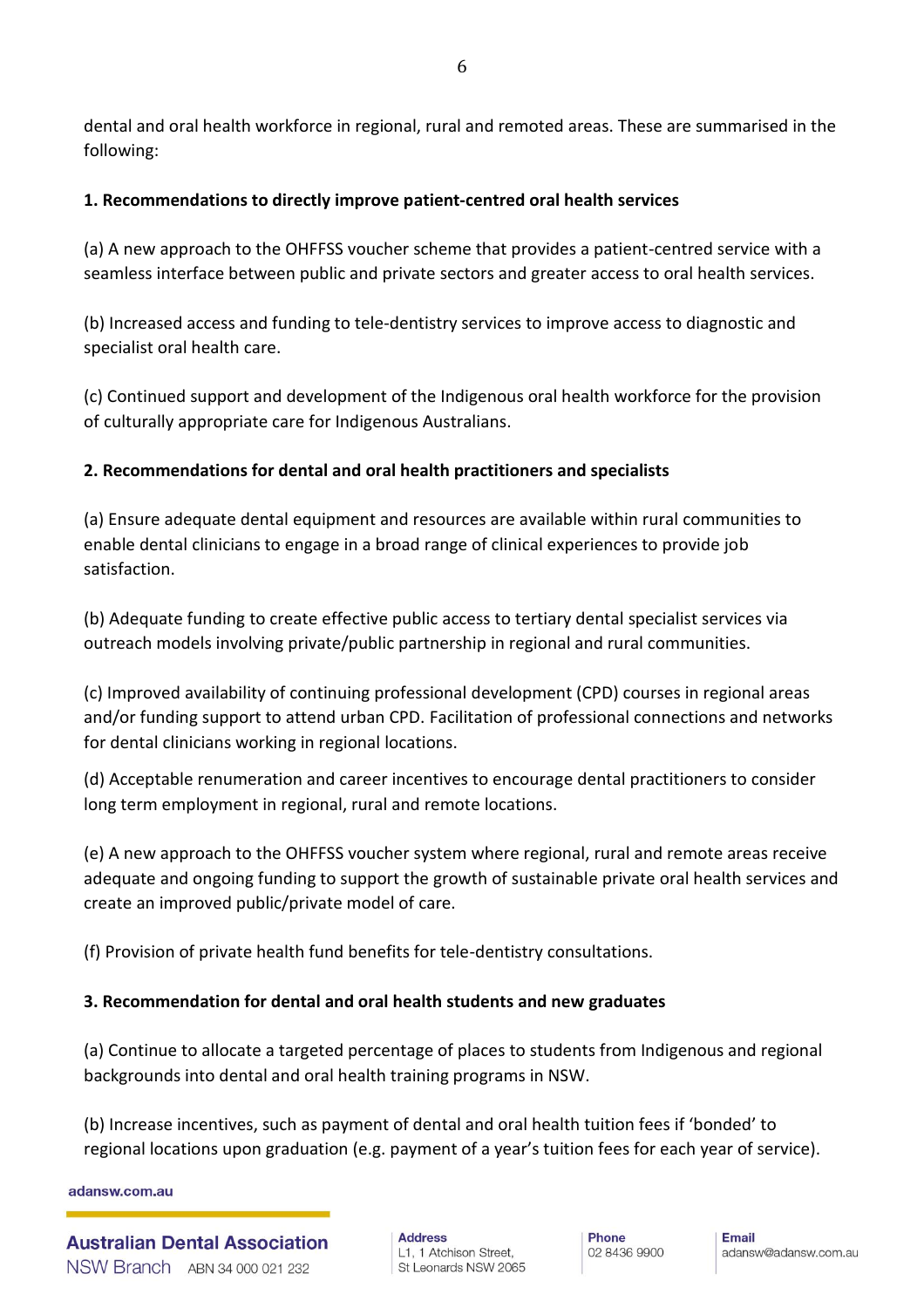dental and oral health workforce in regional, rural and remoted areas. These are summarised in the following:

**1. Recommendations to directly improve patient-centred oral health services**

(a) A new approach to the OHFFSS voucher scheme that provides a patient-centred service with a seamless interface between public and private sectors and greater access to oral health services.

(b) Increased access and funding to tele-dentistry services to improve access to diagnostic and specialist oral health care.

(c) Continued support and development of the Indigenous oral health workforce for the provision of culturally appropriate care for Indigenous Australians.

**2. Recommendations for dental and oral health practitioners and specialists**

(a) Ensure adequate dental equipment and resources are available within rural communities to enable dental clinicians to engage in a broad range of clinical experiences to provide job satisfaction.

(b) Adequate funding to create effective public access to tertiary dental specialist services via outreach models involving private/public partnership in regional and rural communities.

(c) Improved availability of continuing professional development (CPD) courses in regional areas and/or funding support to attend urban CPD. Facilitation of professional connections and networks for dental clinicians working in regional locations.

(d) Acceptable renumeration and career incentives to encourage dental practitioners to consider long term employment in regional, rural and remote locations.

(e) A new approach to the OHFFSS voucher system where regional, rural and remote areas receive adequate and ongoing funding to support the growth of sustainable private oral health services and create an improved public/private model of care.

(f) Provision of private health fund benefits for tele-dentistry consultations.

**3. Recommendation for dental and oral health students and new graduates**

(a) Continue to allocate a targeted percentage of places to students from Indigenous and regional backgrounds into dental and oral health training programs in NSW.

(b) Increase incentives, such as payment of dental and oral health tuition fees if 'bonded' to regional locations upon graduation (e.g. payment of a year's tuition fees for each year of service).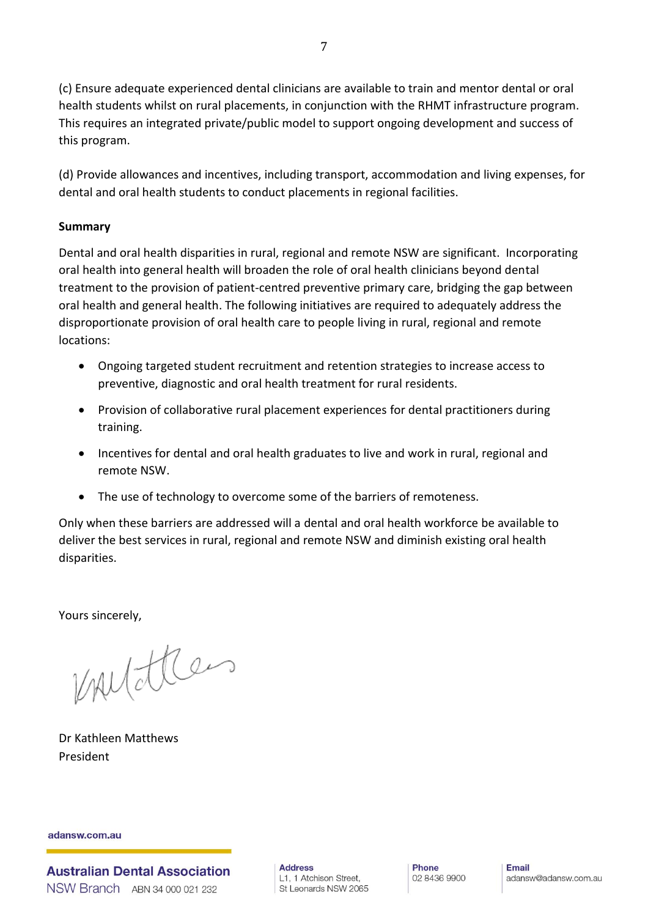(c) Ensure adequate experienced dental clinicians are available to train and mentor dental or oral health students whilst on rural placements, in conjunction with the RHMT infrastructure program. This requires an integrated private/public model to support ongoing development and success of this program.

(d) Provide allowances and incentives, including transport, accommodation and living expenses, for dental and oral health students to conduct placements in regional facilities.

**Summary**

Dental and oral health disparities in rural, regional and remote NSW are significant. Incorporating oral health into general health will broaden the role of oral health clinicians beyond dental treatment to the provision of patient-centred preventive primary care, bridging the gap between oral health and general health. The following initiatives are required to adequately address the disproportionate provision of oral health care to people living in rural, regional and remote locations:

- Ongoing targeted student recruitment and retention strategies to increase access to preventive, diagnostic and oral health treatment for rural residents.
- Provision of collaborative rural placement experiences for dental practitioners during training.
- Incentives for dental and oral health graduates to live and work in rural, regional and remote NSW.
- The use of technology to overcome some of the barriers of remoteness.

Only when these barriers are addressed will a dental and oral health workforce be available to deliver the best services in rural, regional and remote NSW and diminish existing oral health disparities.

Yours sincerely,

Dr Kathleen Matthews
President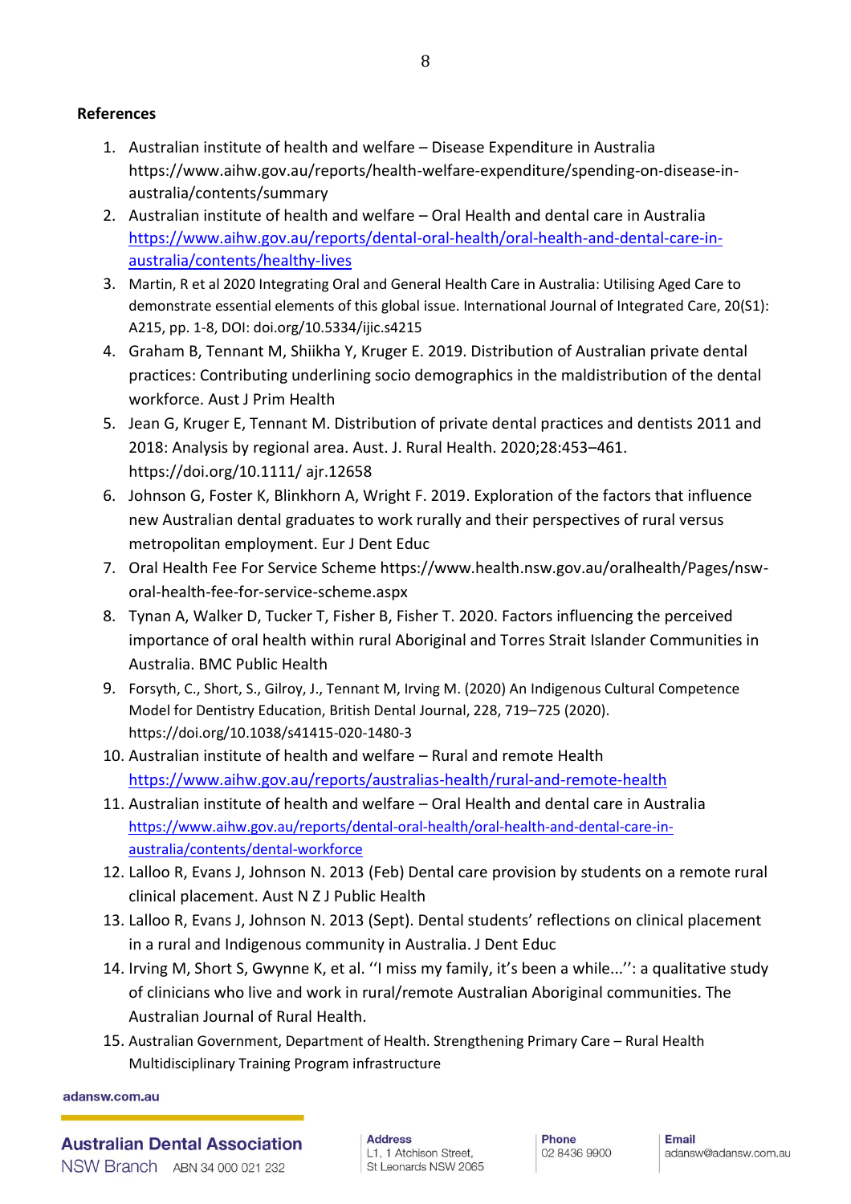**References**

1. Australian institute of health and welfare – Disease Expenditure in Australia https://www.aihw.gov.au/reports/health-welfare-expenditure/spending-on-disease-in-australia/contents/summary
2. Australian institute of health and welfare – Oral Health and dental care in Australia https://www.aihw.gov.au/reports/dental-oral-health/oral-health-and-dental-care-in-australia/contents/healthy-lives
3. Martin, R et al 2020 Integrating Oral and General Health Care in Australia: Utilising Aged Care to demonstrate essential elements of this global issue. International Journal of Integrated Care, 20(S1): A215, pp. 1-8, DOI: doi.org/10.5334/ijic.s4215
4. Graham B, Tennant M, Shiikha Y, Kruger E. 2019. Distribution of Australian private dental practices: Contributing underlining socio demographics in the maldistribution of the dental workforce. Aust J Prim Health
5. Jean G, Kruger E, Tennant M. Distribution of private dental practices and dentists 2011 and 2018: Analysis by regional area. Aust. J. Rural Health. 2020;28:453–461. https://doi.org/10.1111/ ajr.12658
6. Johnson G, Foster K, Blinkhorn A, Wright F. 2019. Exploration of the factors that influence new Australian dental graduates to work rurally and their perspectives of rural versus metropolitan employment. Eur J Dent Educ
7. Oral Health Fee For Service Scheme https://www.health.nsw.gov.au/oralhealth/Pages/nsw-oral-health-fee-for-service-scheme.aspx
8. Tynan A, Walker D, Tucker T, Fisher B, Fisher T. 2020. Factors influencing the perceived importance of oral health within rural Aboriginal and Torres Strait Islander Communities in Australia. BMC Public Health
9. Forsyth, C., Short, S., Gilroy, J., Tennant M, Irving M. (2020) An Indigenous Cultural Competence Model for Dentistry Education, British Dental Journal, 228, 719–725 (2020). https://doi.org/10.1038/s41415-020-1480-3
10. Australian institute of health and welfare – Rural and remote Health https://www.aihw.gov.au/reports/australias-health/rural-and-remote-health
11. Australian institute of health and welfare – Oral Health and dental care in Australia https://www.aihw.gov.au/reports/dental-oral-health/oral-health-and-dental-care-in-australia/contents/dental-workforce
12. Lalloo R, Evans J, Johnson N. 2013 (Feb) Dental care provision by students on a remote rural clinical placement. Aust N Z J Public Health
13. Lalloo R, Evans J, Johnson N. 2013 (Sept). Dental students' reflections on clinical placement in a rural and Indigenous community in Australia. J Dent Educ
14. Irving M, Short S, Gwynne K, et al. ''I miss my family, it's been a while...'': a qualitative study of clinicians who live and work in rural/remote Australian Aboriginal communities. The Australian Journal of Rural Health.
15. Australian Government, Department of Health. Strengthening Primary Care – Rural Health Multidisciplinary Training Program infrastructure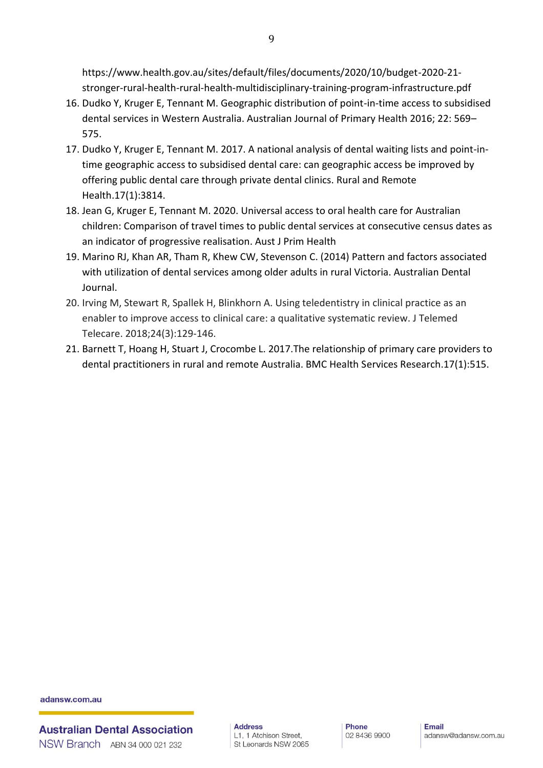https://www.health.gov.au/sites/default/files/documents/2020/10/budget-2020-21-stronger-rural-health-rural-health-multidisciplinary-training-program-infrastructure.pdf

16. Dudko Y, Kruger E, Tennant M. Geographic distribution of point-in-time access to subsidised dental services in Western Australia. Australian Journal of Primary Health 2016; 22: 569–575.
17. Dudko Y, Kruger E, Tennant M. 2017. A national analysis of dental waiting lists and point-in-time geographic access to subsidised dental care: can geographic access be improved by offering public dental care through private dental clinics. Rural and Remote Health.17(1):3814.
18. Jean G, Kruger E, Tennant M. 2020. Universal access to oral health care for Australian children: Comparison of travel times to public dental services at consecutive census dates as an indicator of progressive realisation. Aust J Prim Health
19. Marino RJ, Khan AR, Tham R, Khew CW, Stevenson C. (2014) Pattern and factors associated with utilization of dental services among older adults in rural Victoria. Australian Dental Journal.
20. Irving M, Stewart R, Spallek H, Blinkhorn A. Using teledentistry in clinical practice as an enabler to improve access to clinical care: a qualitative systematic review. J Telemed Telecare. 2018;24(3):129-146.
21. Barnett T, Hoang H, Stuart J, Crocombe L. 2017.The relationship of primary care providers to dental practitioners in rural and remote Australia. BMC Health Services Research.17(1):515.